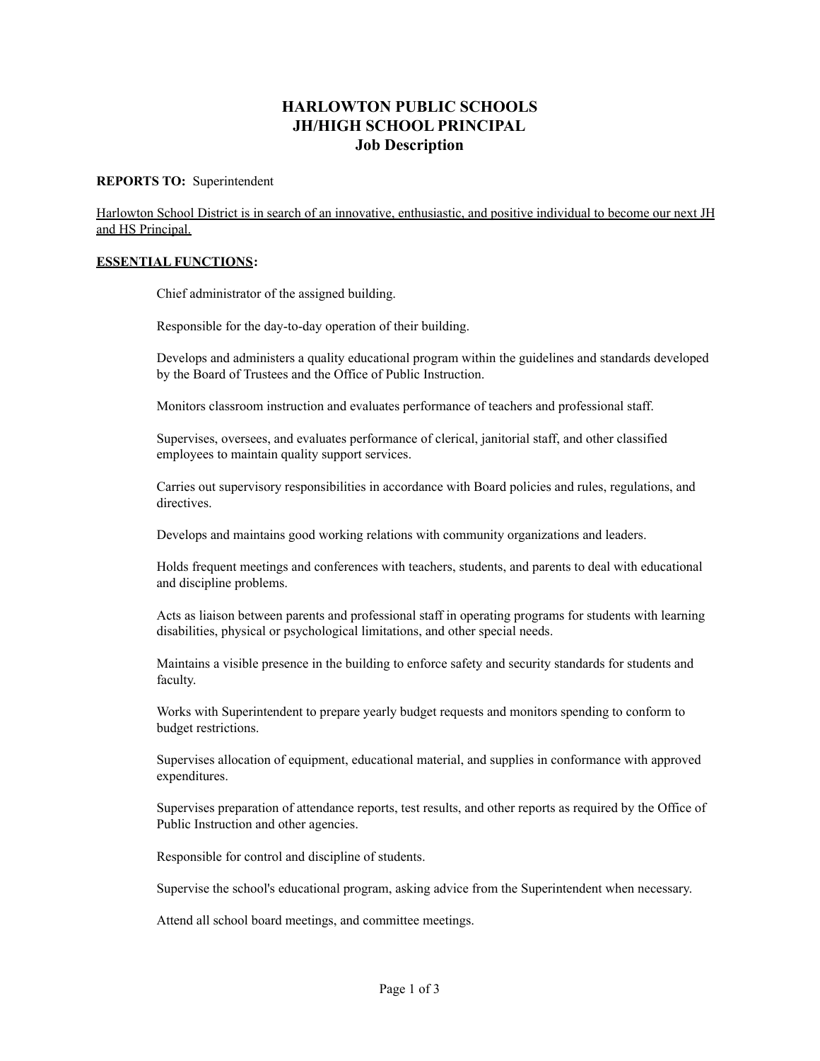# HARLOWTON PUBLIC SCHOOLS
# JH/HIGH SCHOOL PRINCIPAL
## Job Description

**REPORTS TO:** Superintendent

Harlowton School District is in search of an innovative, enthusiastic, and positive individual to become our next JH and HS Principal.

**ESSENTIAL FUNCTIONS:**

Chief administrator of the assigned building.

Responsible for the day-to-day operation of their building.

Develops and administers a quality educational program within the guidelines and standards developed by the Board of Trustees and the Office of Public Instruction.

Monitors classroom instruction and evaluates performance of teachers and professional staff.

Supervises, oversees, and evaluates performance of clerical, janitorial staff, and other classified employees to maintain quality support services.

Carries out supervisory responsibilities in accordance with Board policies and rules, regulations, and directives.

Develops and maintains good working relations with community organizations and leaders.

Holds frequent meetings and conferences with teachers, students, and parents to deal with educational and discipline problems.

Acts as liaison between parents and professional staff in operating programs for students with learning disabilities, physical or psychological limitations, and other special needs.

Maintains a visible presence in the building to enforce safety and security standards for students and faculty.

Works with Superintendent to prepare yearly budget requests and monitors spending to conform to budget restrictions.

Supervises allocation of equipment, educational material, and supplies in conformance with approved expenditures.

Supervises preparation of attendance reports, test results, and other reports as required by the Office of Public Instruction and other agencies.

Responsible for control and discipline of students.

Supervise the school's educational program, asking advice from the Superintendent when necessary.

Attend all school board meetings, and committee meetings.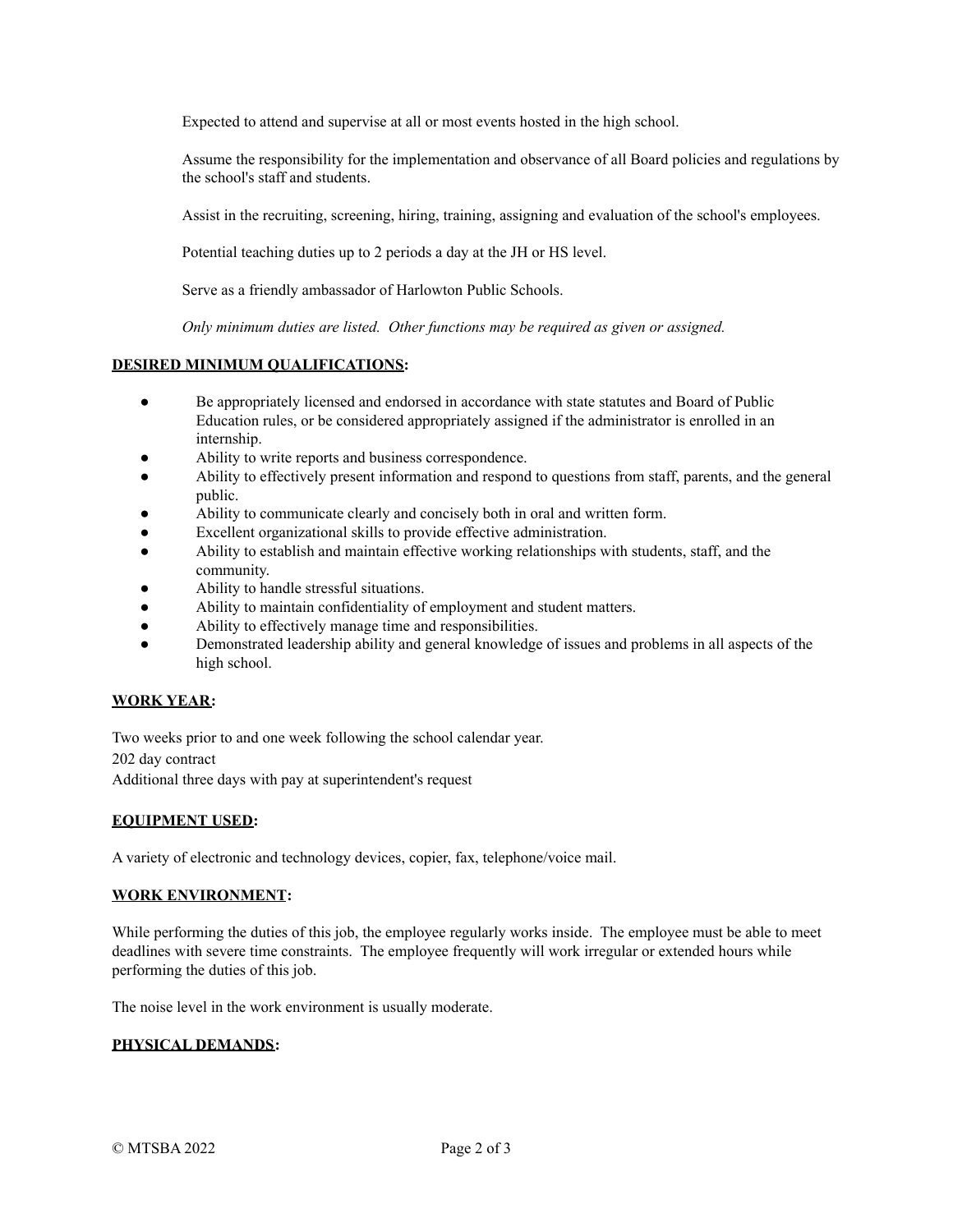Expected to attend and supervise at all or most events hosted in the high school.

Assume the responsibility for the implementation and observance of all Board policies and regulations by the school's staff and students.

Assist in the recruiting, screening, hiring, training, assigning and evaluation of the school's employees.

Potential teaching duties up to 2 periods a day at the JH or HS level.

Serve as a friendly ambassador of Harlowton Public Schools.

*Only minimum duties are listed. Other functions may be required as given or assigned.*

**DESIRED MINIMUM QUALIFICATIONS:**

- Be appropriately licensed and endorsed in accordance with state statutes and Board of Public Education rules, or be considered appropriately assigned if the administrator is enrolled in an internship.
- Ability to write reports and business correspondence.
- Ability to effectively present information and respond to questions from staff, parents, and the general public.
- Ability to communicate clearly and concisely both in oral and written form.
- Excellent organizational skills to provide effective administration.
- Ability to establish and maintain effective working relationships with students, staff, and the community.
- Ability to handle stressful situations.
- Ability to maintain confidentiality of employment and student matters.
- Ability to effectively manage time and responsibilities.
- Demonstrated leadership ability and general knowledge of issues and problems in all aspects of the high school.

**WORK YEAR:**

Two weeks prior to and one week following the school calendar year.
202 day contract
Additional three days with pay at superintendent's request

**EQUIPMENT USED:**

A variety of electronic and technology devices, copier, fax, telephone/voice mail.

**WORK ENVIRONMENT:**

While performing the duties of this job, the employee regularly works inside. The employee must be able to meet deadlines with severe time constraints. The employee frequently will work irregular or extended hours while performing the duties of this job.

The noise level in the work environment is usually moderate.

**PHYSICAL DEMANDS:**

© MTSBA 2022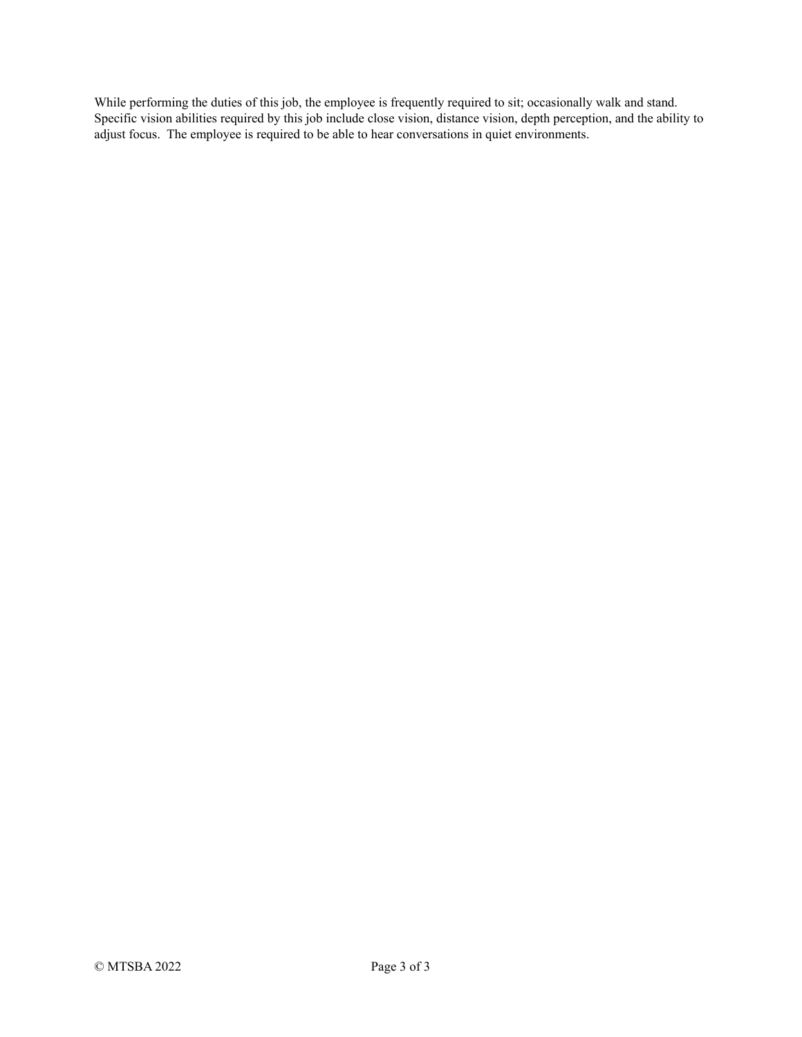While performing the duties of this job, the employee is frequently required to sit; occasionally walk and stand. Specific vision abilities required by this job include close vision, distance vision, depth perception, and the ability to adjust focus. The employee is required to be able to hear conversations in quiet environments.

© MTSBA 2022